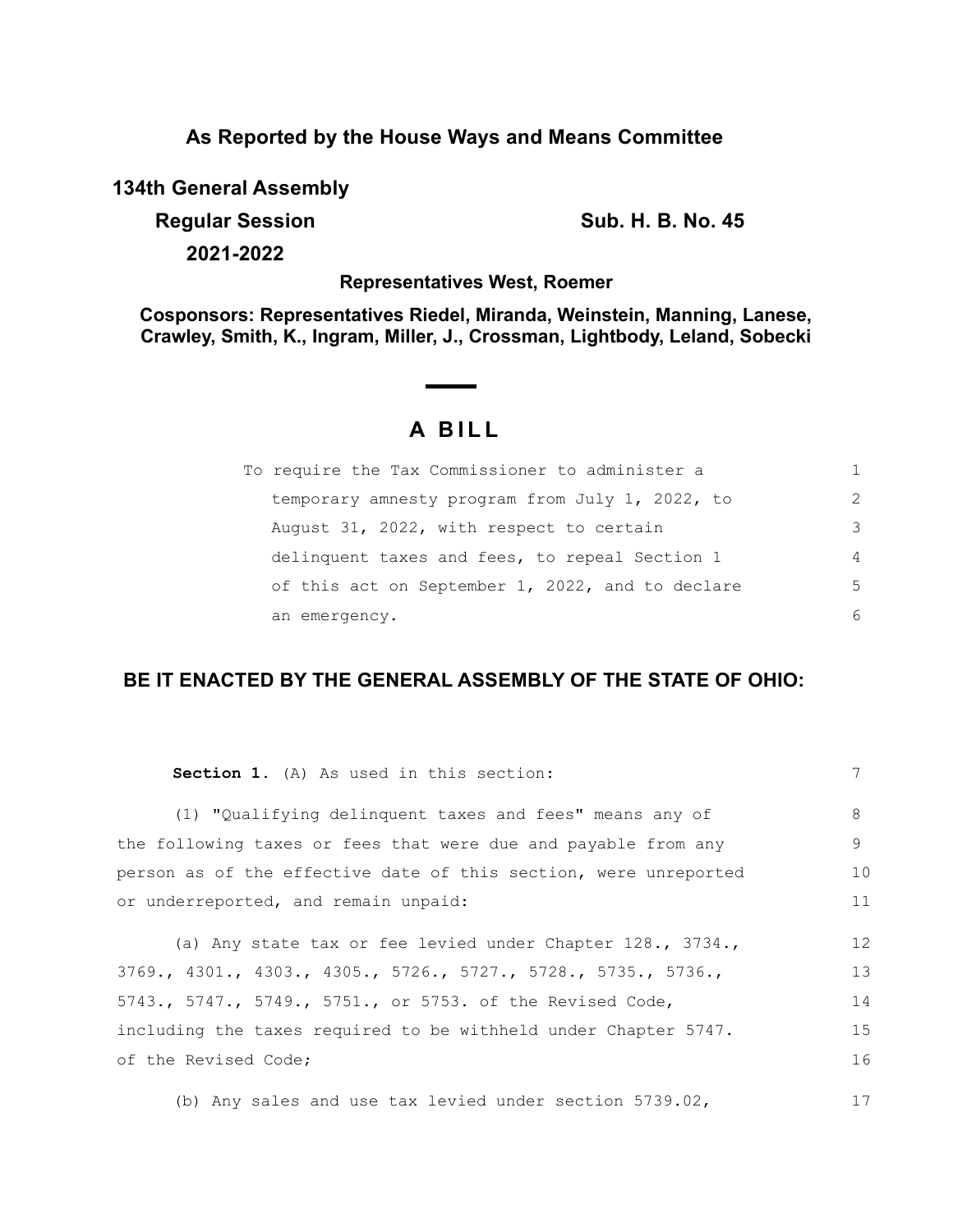**As Reported by the House Ways and Means Committee**

**134th General Assembly**

**Regular Session** **Sub. H. B. No. 45**

**2021-2022**

**Representatives West, Roemer**

**Cosponsors: Representatives Riedel, Miranda, Weinstein, Manning, Lanese, Crawley, Smith, K., Ingram, Miller, J., Crossman, Lightbody, Leland, Sobecki**

# A BILL

To require the Tax Commissioner to administer a temporary amnesty program from July 1, 2022, to August 31, 2022, with respect to certain delinquent taxes and fees, to repeal Section 1 of this act on September 1, 2022, and to declare an emergency.

## BE IT ENACTED BY THE GENERAL ASSEMBLY OF THE STATE OF OHIO:

**Section 1.** (A) As used in this section:

(1) "Qualifying delinquent taxes and fees" means any of the following taxes or fees that were due and payable from any person as of the effective date of this section, were unreported or underreported, and remain unpaid:

(a) Any state tax or fee levied under Chapter 128., 3734., 3769., 4301., 4303., 4305., 5726., 5727., 5728., 5735., 5736., 5743., 5747., 5749., 5751., or 5753. of the Revised Code, including the taxes required to be withheld under Chapter 5747. of the Revised Code;

(b) Any sales and use tax levied under section 5739.02,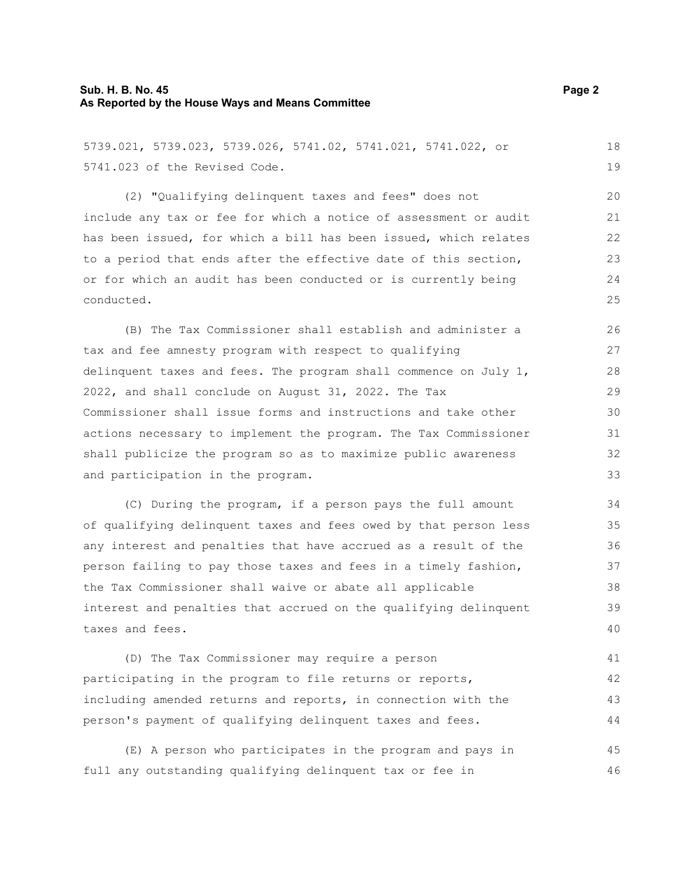5739.021, 5739.023, 5739.026, 5741.02, 5741.021, 5741.022, or 5741.023 of the Revised Code.

(2) "Qualifying delinquent taxes and fees" does not include any tax or fee for which a notice of assessment or audit has been issued, for which a bill has been issued, which relates to a period that ends after the effective date of this section, or for which an audit has been conducted or is currently being conducted.

(B) The Tax Commissioner shall establish and administer a tax and fee amnesty program with respect to qualifying delinquent taxes and fees. The program shall commence on July 1, 2022, and shall conclude on August 31, 2022. The Tax Commissioner shall issue forms and instructions and take other actions necessary to implement the program. The Tax Commissioner shall publicize the program so as to maximize public awareness and participation in the program.

(C) During the program, if a person pays the full amount of qualifying delinquent taxes and fees owed by that person less any interest and penalties that have accrued as a result of the person failing to pay those taxes and fees in a timely fashion, the Tax Commissioner shall waive or abate all applicable interest and penalties that accrued on the qualifying delinquent taxes and fees.

(D) The Tax Commissioner may require a person participating in the program to file returns or reports, including amended returns and reports, in connection with the person's payment of qualifying delinquent taxes and fees.

(E) A person who participates in the program and pays in full any outstanding qualifying delinquent tax or fee in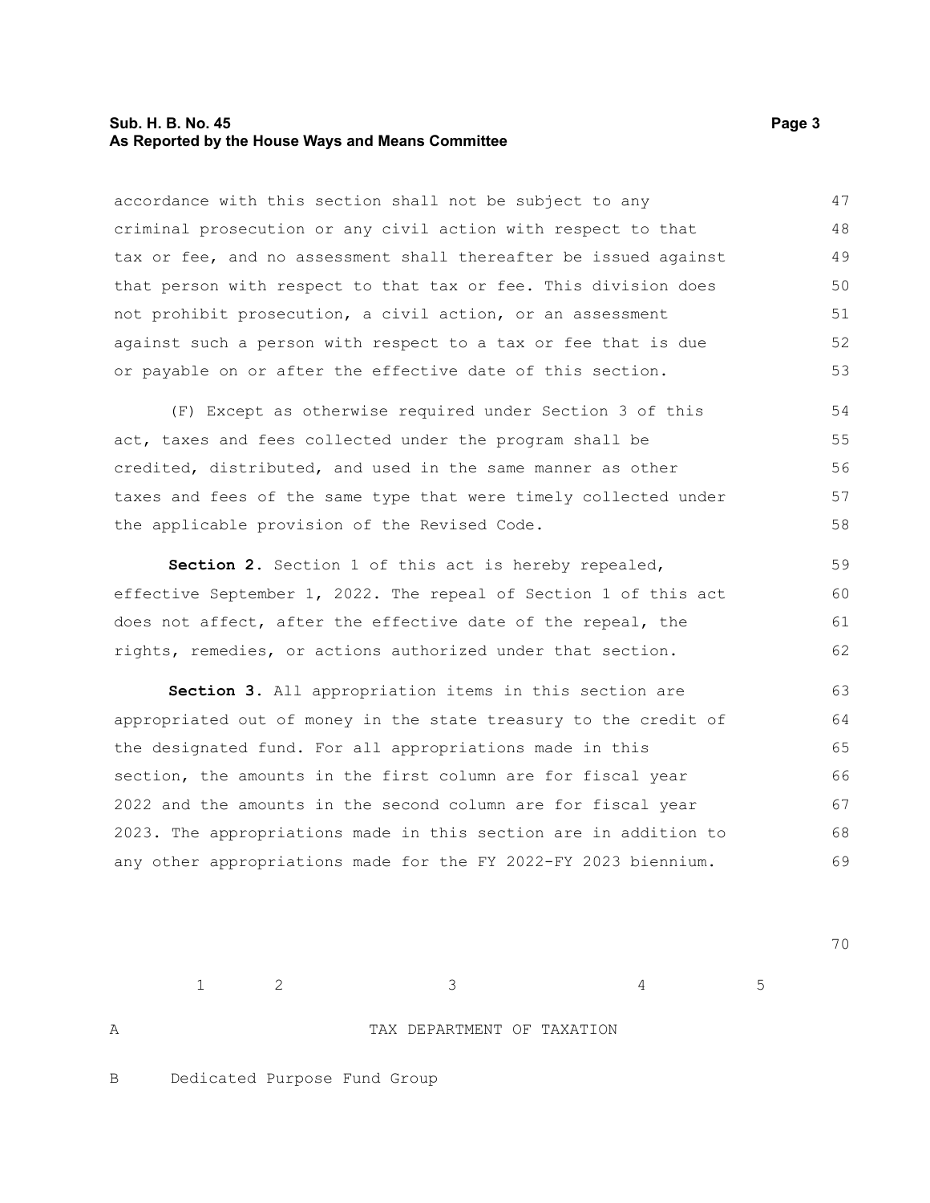accordance with this section shall not be subject to any criminal prosecution or any civil action with respect to that tax or fee, and no assessment shall thereafter be issued against that person with respect to that tax or fee. This division does not prohibit prosecution, a civil action, or an assessment against such a person with respect to a tax or fee that is due or payable on or after the effective date of this section.

(F) Except as otherwise required under Section 3 of this act, taxes and fees collected under the program shall be credited, distributed, and used in the same manner as other taxes and fees of the same type that were timely collected under the applicable provision of the Revised Code.

**Section 2.** Section 1 of this act is hereby repealed, effective September 1, 2022. The repeal of Section 1 of this act does not affect, after the effective date of the repeal, the rights, remedies, or actions authorized under that section.

**Section 3.** All appropriation items in this section are appropriated out of money in the state treasury to the credit of the designated fund. For all appropriations made in this section, the amounts in the first column are for fiscal year 2022 and the amounts in the second column are for fiscal year 2023. The appropriations made in this section are in addition to any other appropriations made for the FY 2022-FY 2023 biennium.

| | 1 | 2 | 3 | 4 | 5 |
|---|---|---|---|---|---|
| A | TAX DEPARTMENT OF TAXATION | | | | |
| B | Dedicated Purpose Fund Group | | | | |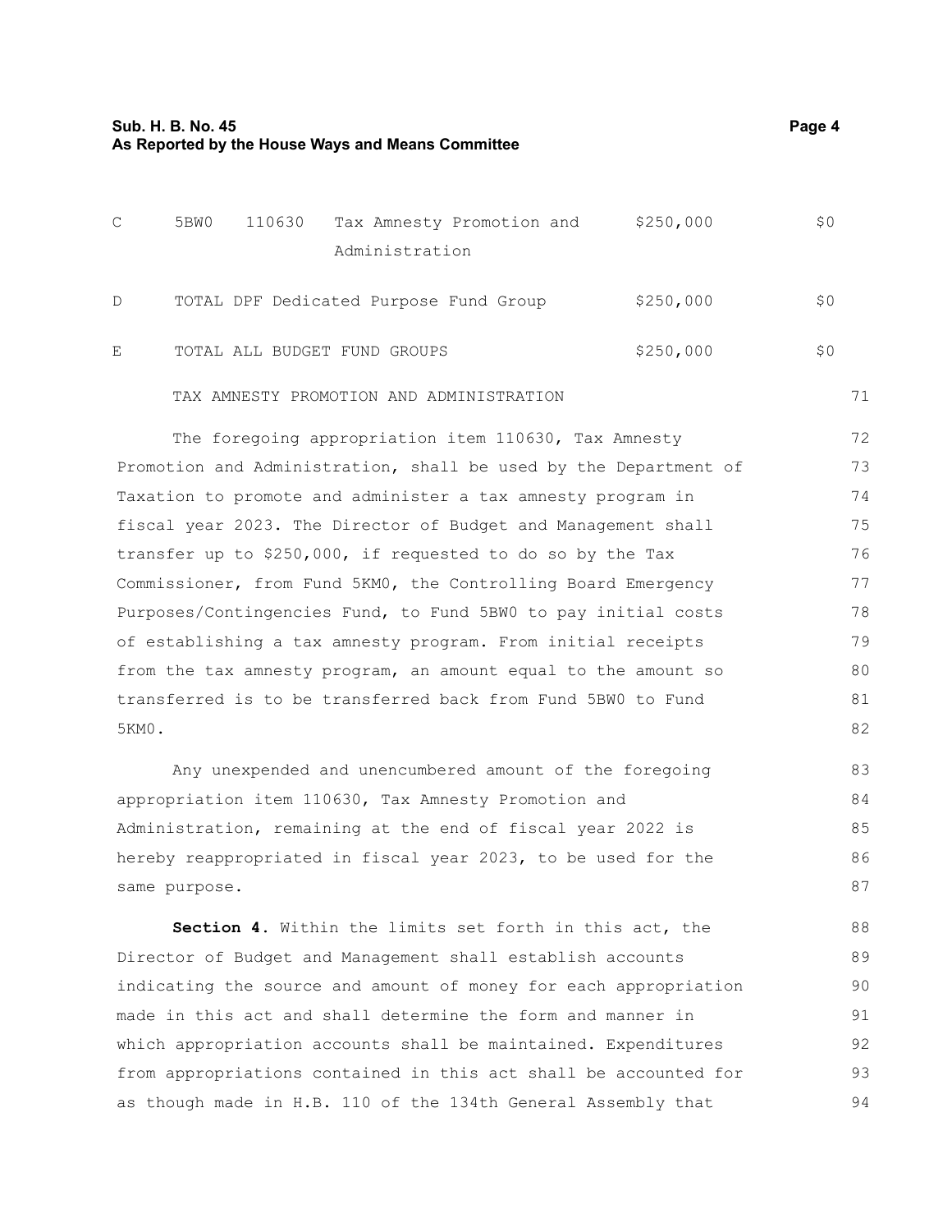| | | | | | |
|---|---|---|---|---|---|
| C | 5BW0 | 110630 | Tax Amnesty Promotion and Administration | $250,000 | $0 |
| D | TOTAL DPF Dedicated Purpose Fund Group | | | $250,000 | $0 |
| E | TOTAL ALL BUDGET FUND GROUPS | | | $250,000 | $0 |

TAX AMNESTY PROMOTION AND ADMINISTRATION

The foregoing appropriation item 110630, Tax Amnesty Promotion and Administration, shall be used by the Department of Taxation to promote and administer a tax amnesty program in fiscal year 2023. The Director of Budget and Management shall transfer up to $250,000, if requested to do so by the Tax Commissioner, from Fund 5KM0, the Controlling Board Emergency Purposes/Contingencies Fund, to Fund 5BW0 to pay initial costs of establishing a tax amnesty program. From initial receipts from the tax amnesty program, an amount equal to the amount so transferred is to be transferred back from Fund 5BW0 to Fund 5KM0.

Any unexpended and unencumbered amount of the foregoing appropriation item 110630, Tax Amnesty Promotion and Administration, remaining at the end of fiscal year 2022 is hereby reappropriated in fiscal year 2023, to be used for the same purpose.

**Section 4.** Within the limits set forth in this act, the Director of Budget and Management shall establish accounts indicating the source and amount of money for each appropriation made in this act and shall determine the form and manner in which appropriation accounts shall be maintained. Expenditures from appropriations contained in this act shall be accounted for as though made in H.B. 110 of the 134th General Assembly that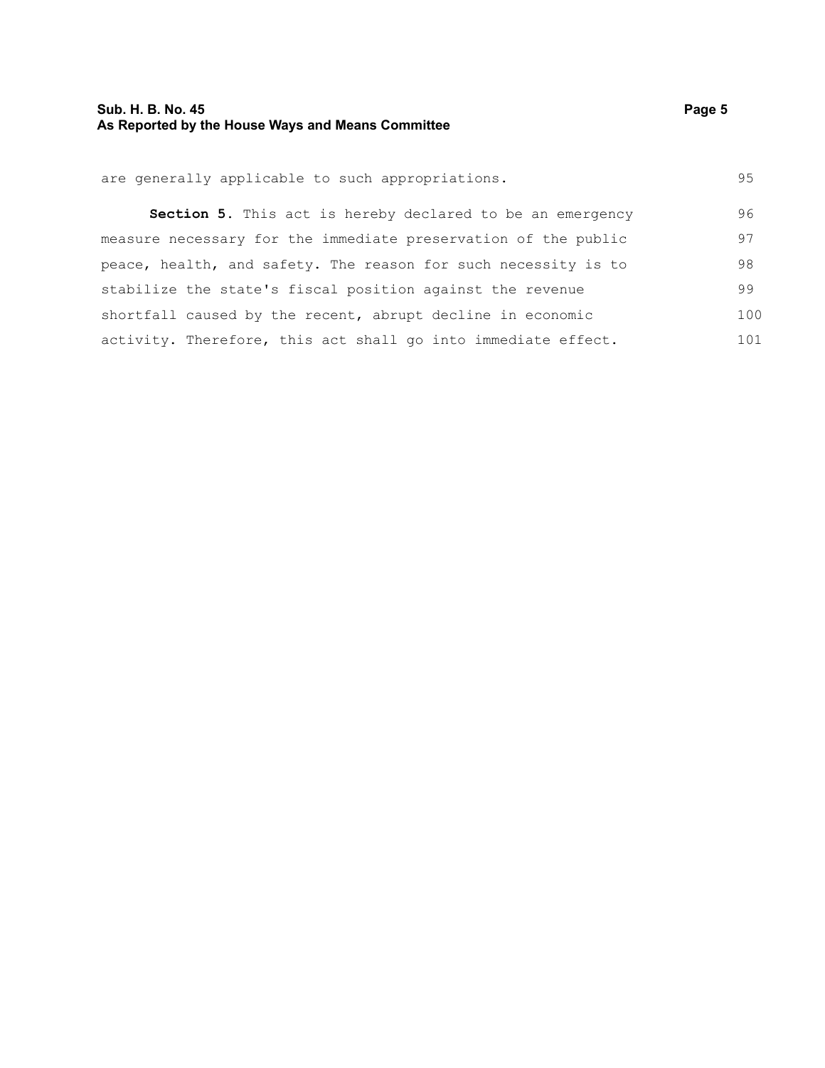are generally applicable to such appropriations.

**Section 5.** This act is hereby declared to be an emergency measure necessary for the immediate preservation of the public peace, health, and safety. The reason for such necessity is to stabilize the state's fiscal position against the revenue shortfall caused by the recent, abrupt decline in economic activity. Therefore, this act shall go into immediate effect.